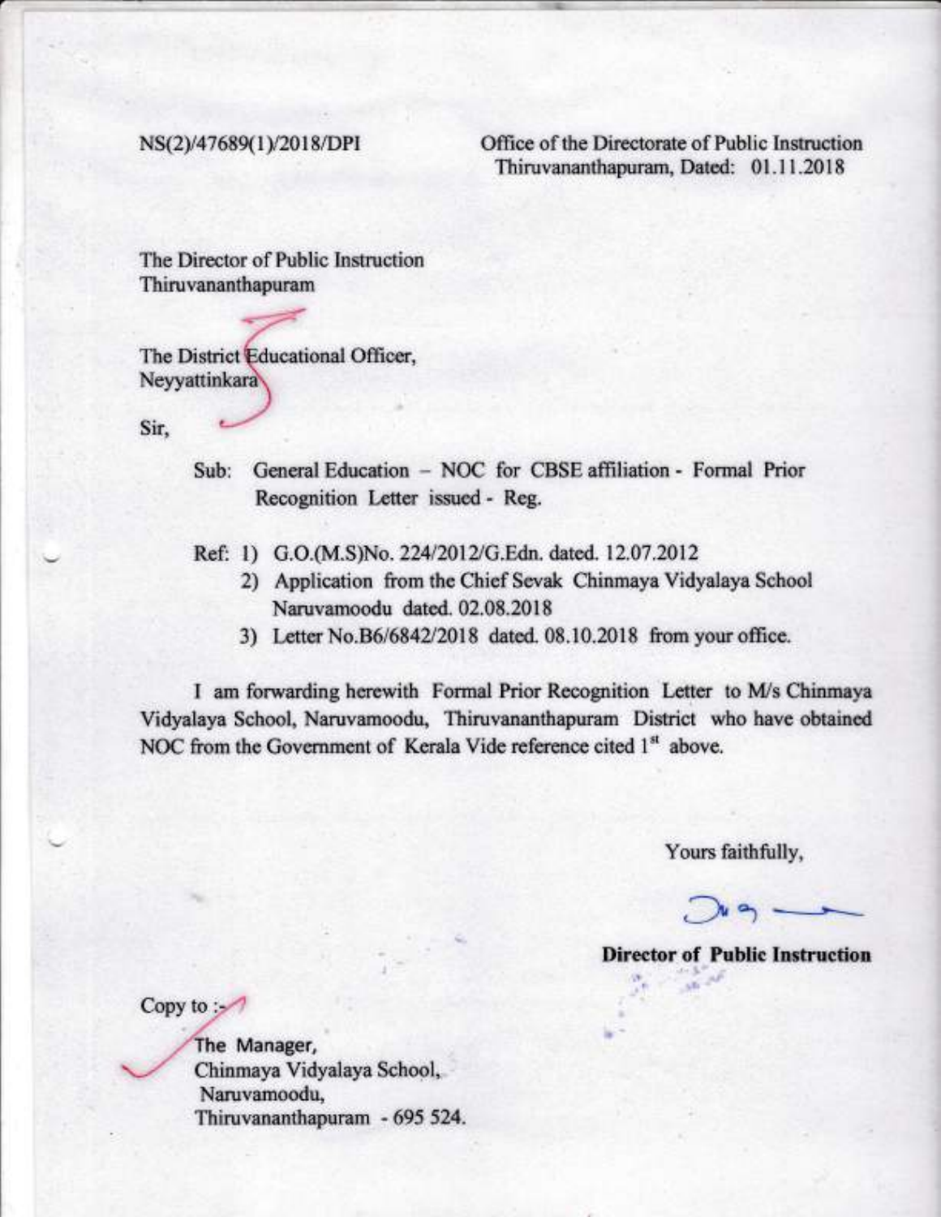NS(2)/47689(1)/2018/DPI

Office of the Directorate of Public Instruction
Thiruvananthapuram, Dated: 01.11.2018

The Director of Public Instruction
Thiruvananthapuram

The District Educational Officer,
Neyyattinkara

Sir,

Sub: General Education – NOC for CBSE affiliation - Formal Prior Recognition Letter issued - Reg.

Ref: 1) G.O.(M.S)No. 224/2012/G.Edn. dated. 12.07.2012
2) Application from the Chief Sevak Chinmaya Vidyalaya School Naruvamoodu dated. 02.08.2018
3) Letter No.B6/6842/2018 dated. 08.10.2018 from your office.

I am forwarding herewith Formal Prior Recognition Letter to M/s Chinmaya Vidyalaya School, Naruvamoodu, Thiruvananthapuram District who have obtained NOC from the Government of Kerala Vide reference cited 1st above.

Yours faithfully,

**Director of Public Instruction**

Copy to :-

The Manager,
Chinmaya Vidyalaya School,
Naruvamoodu,
Thiruvananthapuram - 695 524.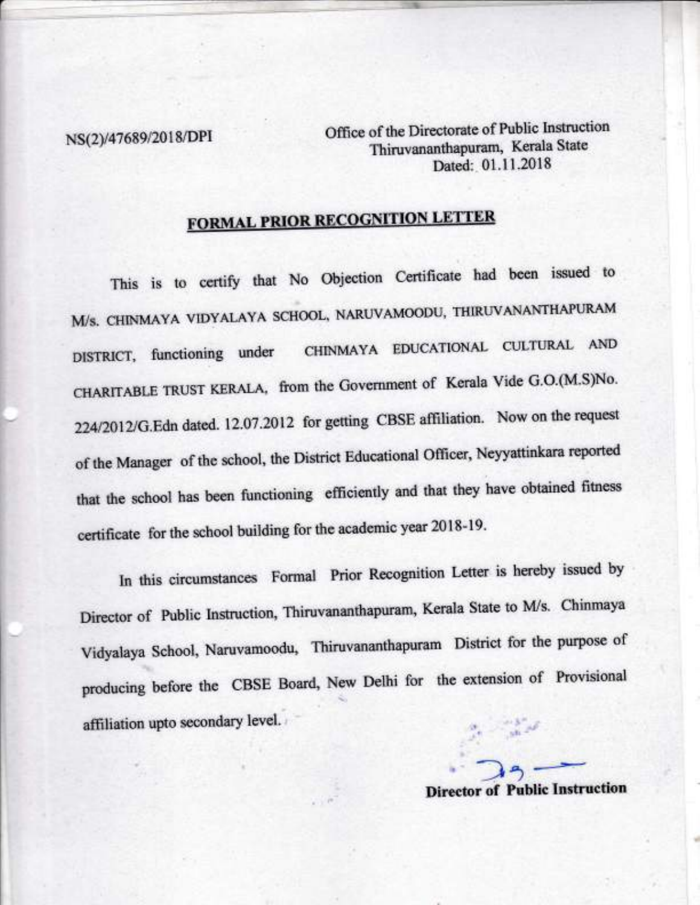NS(2)/47689/2018/DPI

Office of the Directorate of Public Instruction
Thiruvananthapuram, Kerala State
Dated: 01.11.2018

## FORMAL PRIOR RECOGNITION LETTER

This is to certify that No Objection Certificate had been issued to M/s. CHINMAYA VIDYALAYA SCHOOL, NARUVAMOODU, THIRUVANANTHAPURAM DISTRICT, functioning under CHINMAYA EDUCATIONAL CULTURAL AND CHARITABLE TRUST KERALA, from the Government of Kerala Vide G.O.(M.S)No. 224/2012/G.Edn dated. 12.07.2012 for getting CBSE affiliation. Now on the request of the Manager of the school, the District Educational Officer, Neyyattinkara reported that the school has been functioning efficiently and that they have obtained fitness certificate for the school building for the academic year 2018-19.

In this circumstances Formal Prior Recognition Letter is hereby issued by Director of Public Instruction, Thiruvananthapuram, Kerala State to M/s. Chinmaya Vidyalaya School, Naruvamoodu, Thiruvananthapuram District for the purpose of producing before the CBSE Board, New Delhi for the extension of Provisional affiliation upto secondary level.

**Director of Public Instruction**